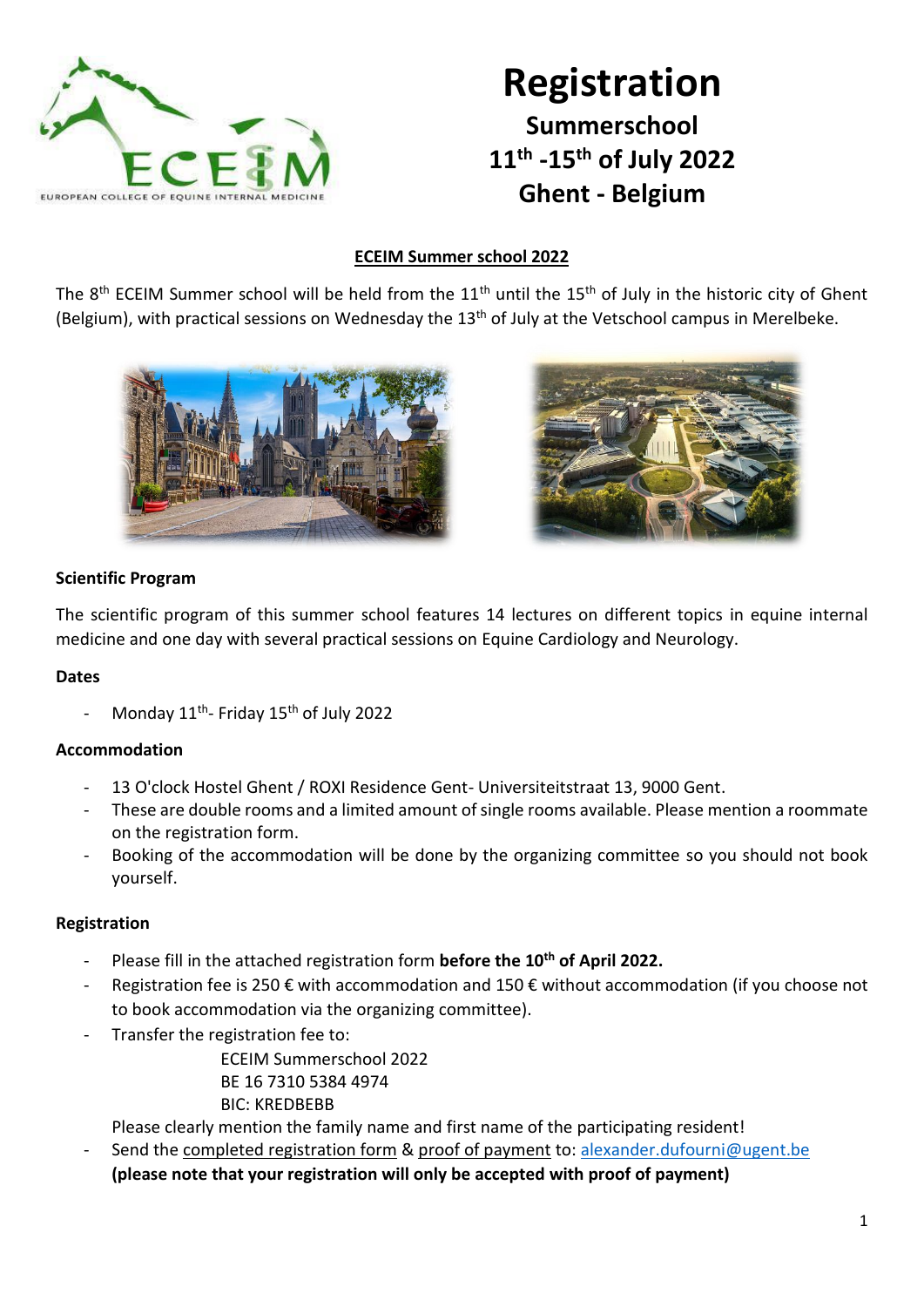EUROPEAN COLLEGE OF EQUINE INTERNAL MEDICINE

# Registration

## Summerschool
## 11th -15th of July 2022
## Ghent - Belgium

**ECEIM Summer school 2022**

The 8th ECEIM Summer school will be held from the 11th until the 15th of July in the historic city of Ghent (Belgium), with practical sessions on Wednesday the 13th of July at the Vetschool campus in Merelbeke.

### Scientific Program

The scientific program of this summer school features 14 lectures on different topics in equine internal medicine and one day with several practical sessions on Equine Cardiology and Neurology.

### Dates

- Monday 11th- Friday 15th of July 2022

### Accommodation

- 13 O'clock Hostel Ghent / ROXI Residence Gent- Universiteitstraat 13, 9000 Gent.
- These are double rooms and a limited amount of single rooms available. Please mention a roommate on the registration form.
- Booking of the accommodation will be done by the organizing committee so you should not book yourself.

### Registration

- Please fill in the attached registration form **before the 10th of April 2022.**
- Registration fee is 250 € with accommodation and 150 € without accommodation (if you choose not to book accommodation via the organizing committee).
- Transfer the registration fee to:

  ECEIM Summerschool 2022
  BE 16 7310 5384 4974
  BIC: KREDBEBB

  Please clearly mention the family name and first name of the participating resident!
- Send the completed registration form & proof of payment to: alexander.dufourni@ugent.be **(please note that your registration will only be accepted with proof of payment)**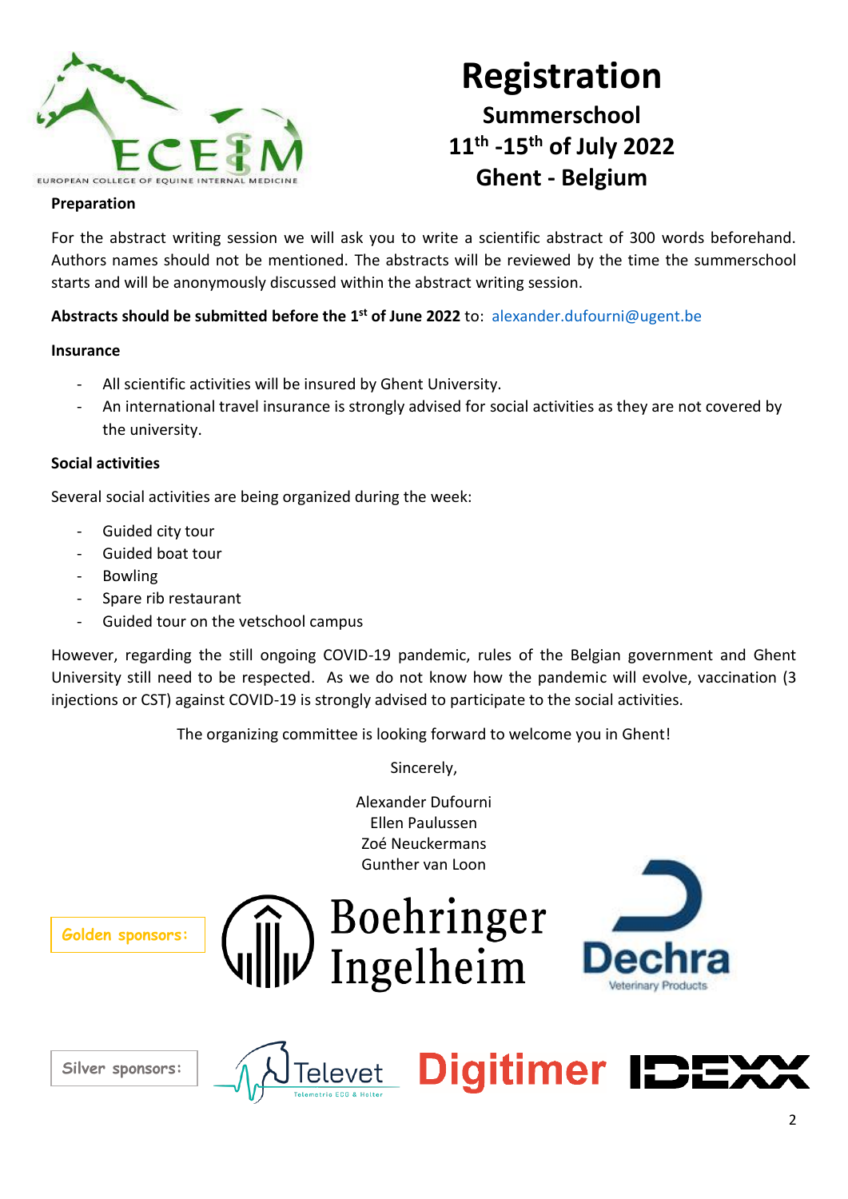# Registration

## Summerschool
## 11th -15th of July 2022
## Ghent - Belgium

**Preparation**

For the abstract writing session we will ask you to write a scientific abstract of 300 words beforehand. Authors names should not be mentioned. The abstracts will be reviewed by the time the summerschool starts and will be anonymously discussed within the abstract writing session.

**Abstracts should be submitted before the 1st of June 2022** to: alexander.dufourni@ugent.be

**Insurance**

- All scientific activities will be insured by Ghent University.
- An international travel insurance is strongly advised for social activities as they are not covered by the university.

**Social activities**

Several social activities are being organized during the week:

- Guided city tour
- Guided boat tour
- Bowling
- Spare rib restaurant
- Guided tour on the vetschool campus

However, regarding the still ongoing COVID-19 pandemic, rules of the Belgian government and Ghent University still need to be respected. As we do not know how the pandemic will evolve, vaccination (3 injections or CST) against COVID-19 is strongly advised to participate to the social activities.

The organizing committee is looking forward to welcome you in Ghent!

Sincerely,

Alexander Dufourni
Ellen Paulussen
Zoé Neuckermans
Gunther van Loon

Golden sponsors: Boehringer Ingelheim, Dechra Veterinary Products

Silver sponsors: Televet Telemetric ECG & Holter, Digitimer, IDEXX